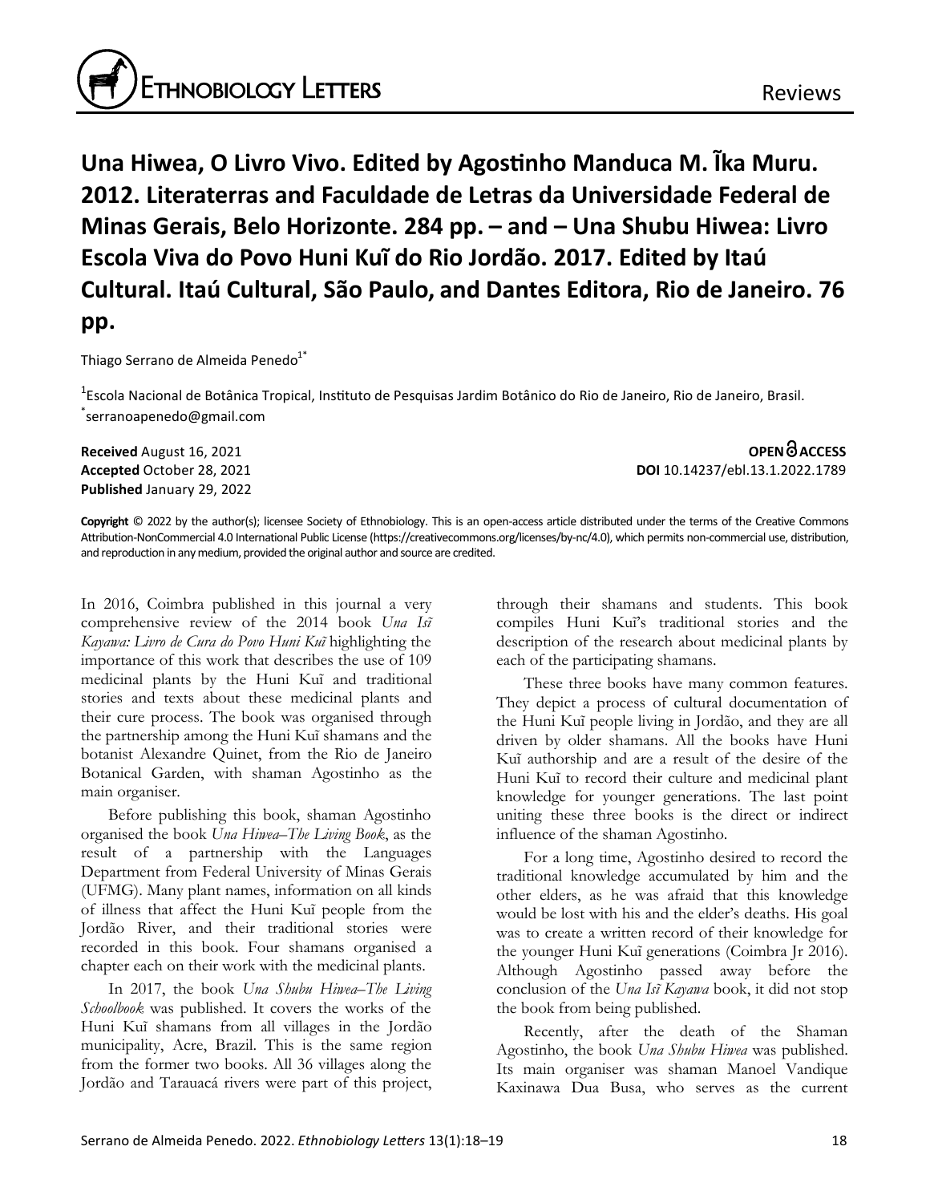# Una Hiwea, O Livro Vivo. Edited by Agostinho Manduca M. Ĩka Muru. 2012. Literaterras and Faculdade de Letras da Universidade Federal de Minas Gerais, Belo Horizonte. 284 pp. – and – Una Shubu Hiwea: Livro Escola Viva do Povo Huni Kuĩ do Rio Jordão. 2017. Edited by Itaú Cultural. Itaú Cultural, São Paulo, and Dantes Editora, Rio de Janeiro. 76 pp.

Thiago Serrano de Almeida Penedo[1*]

[1]Escola Nacional de Botânica Tropical, Instituto de Pesquisas Jardim Botânico do Rio de Janeiro, Rio de Janeiro, Brasil.
[*]serranoapenedo@gmail.com

**Received** August 16, 2021
**Accepted** October 28, 2021
**Published** January 29, 2022

**OPEN ACCESS**
**DOI** 10.14237/ebl.13.1.2022.1789

**Copyright** © 2022 by the author(s); licensee Society of Ethnobiology. This is an open-access article distributed under the terms of the Creative Commons Attribution-NonCommercial 4.0 International Public License (https://creativecommons.org/licenses/by-nc/4.0), which permits non-commercial use, distribution, and reproduction in any medium, provided the original author and source are credited.

In 2016, Coimbra published in this journal a very comprehensive review of the 2014 book *Una Isĩ Kayawa: Livro de Cura do Povo Huni Kuĩ* highlighting the importance of this work that describes the use of 109 medicinal plants by the Huni Kuĩ and traditional stories and texts about these medicinal plants and their cure process. The book was organised through the partnership among the Huni Kuĩ shamans and the botanist Alexandre Quinet, from the Rio de Janeiro Botanical Garden, with shaman Agostinho as the main organiser.

Before publishing this book, shaman Agostinho organised the book *Una Hiwea–The Living Book*, as the result of a partnership with the Languages Department from Federal University of Minas Gerais (UFMG). Many plant names, information on all kinds of illness that affect the Huni Kuĩ people from the Jordão River, and their traditional stories were recorded in this book. Four shamans organised a chapter each on their work with the medicinal plants.

In 2017, the book *Una Shubu Hiwea–The Living Schoolbook* was published. It covers the works of the Huni Kuĩ shamans from all villages in the Jordão municipality, Acre, Brazil. This is the same region from the former two books. All 36 villages along the Jordão and Tarauacá rivers were part of this project, through their shamans and students. This book compiles Huni Kuĩ's traditional stories and the description of the research about medicinal plants by each of the participating shamans.

These three books have many common features. They depict a process of cultural documentation of the Huni Kuĩ people living in Jordão, and they are all driven by older shamans. All the books have Huni Kuĩ authorship and are a result of the desire of the Huni Kuĩ to record their culture and medicinal plant knowledge for younger generations. The last point uniting these three books is the direct or indirect influence of the shaman Agostinho.

For a long time, Agostinho desired to record the traditional knowledge accumulated by him and the other elders, as he was afraid that this knowledge would be lost with his and the elder's deaths. His goal was to create a written record of their knowledge for the younger Huni Kuĩ generations (Coimbra Jr 2016). Although Agostinho passed away before the conclusion of the *Una Isĩ Kayawa* book, it did not stop the book from being published.

Recently, after the death of the Shaman Agostinho, the book *Una Shubu Hiwea* was published. Its main organiser was shaman Manoel Vandique Kaxinawa Dua Busa, who serves as the current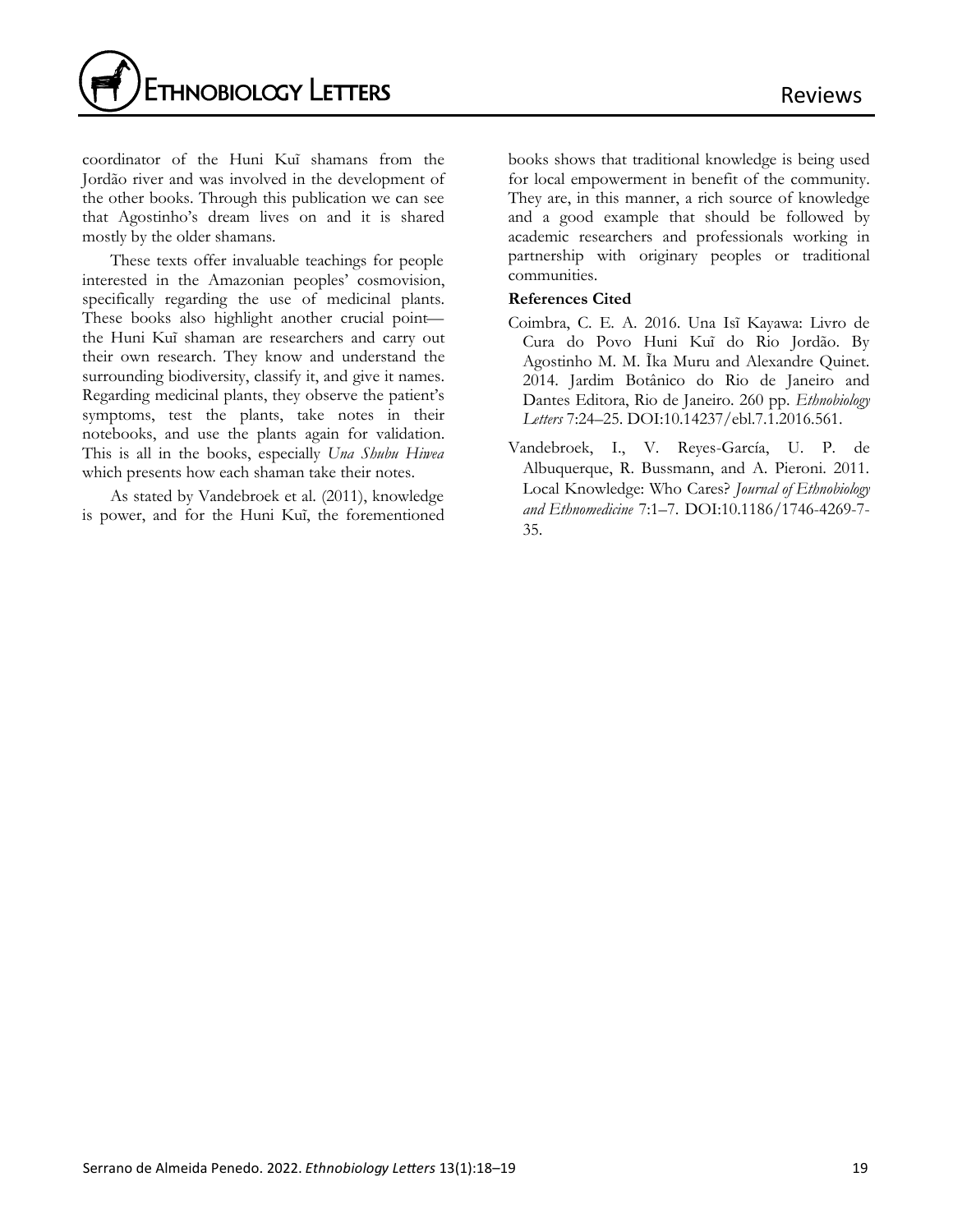coordinator of the Huni Kuĩ shamans from the Jordão river and was involved in the development of the other books. Through this publication we can see that Agostinho's dream lives on and it is shared mostly by the older shamans.

These texts offer invaluable teachings for people interested in the Amazonian peoples' cosmovision, specifically regarding the use of medicinal plants. These books also highlight another crucial point—the Huni Kuĩ shaman are researchers and carry out their own research. They know and understand the surrounding biodiversity, classify it, and give it names. Regarding medicinal plants, they observe the patient's symptoms, test the plants, take notes in their notebooks, and use the plants again for validation. This is all in the books, especially *Una Shubu Hiwea* which presents how each shaman take their notes.

As stated by Vandebroek et al. (2011), knowledge is power, and for the Huni Kuĩ, the forementioned books shows that traditional knowledge is being used for local empowerment in benefit of the community. They are, in this manner, a rich source of knowledge and a good example that should be followed by academic researchers and professionals working in partnership with originary peoples or traditional communities.

**References Cited**

Coimbra, C. E. A. 2016. Una Isĩ Kayawa: Livro de Cura do Povo Huni Kuĩ do Rio Jordão. By Agostinho M. M. Ĩka Muru and Alexandre Quinet. 2014. Jardim Botânico do Rio de Janeiro and Dantes Editora, Rio de Janeiro. 260 pp. *Ethnobiology Letters* 7:24–25. DOI:10.14237/ebl.7.1.2016.561.

Vandebroek, I., V. Reyes-García, U. P. de Albuquerque, R. Bussmann, and A. Pieroni. 2011. Local Knowledge: Who Cares? *Journal of Ethnobiology and Ethnomedicine* 7:1–7. DOI:10.1186/1746-4269-7-35.